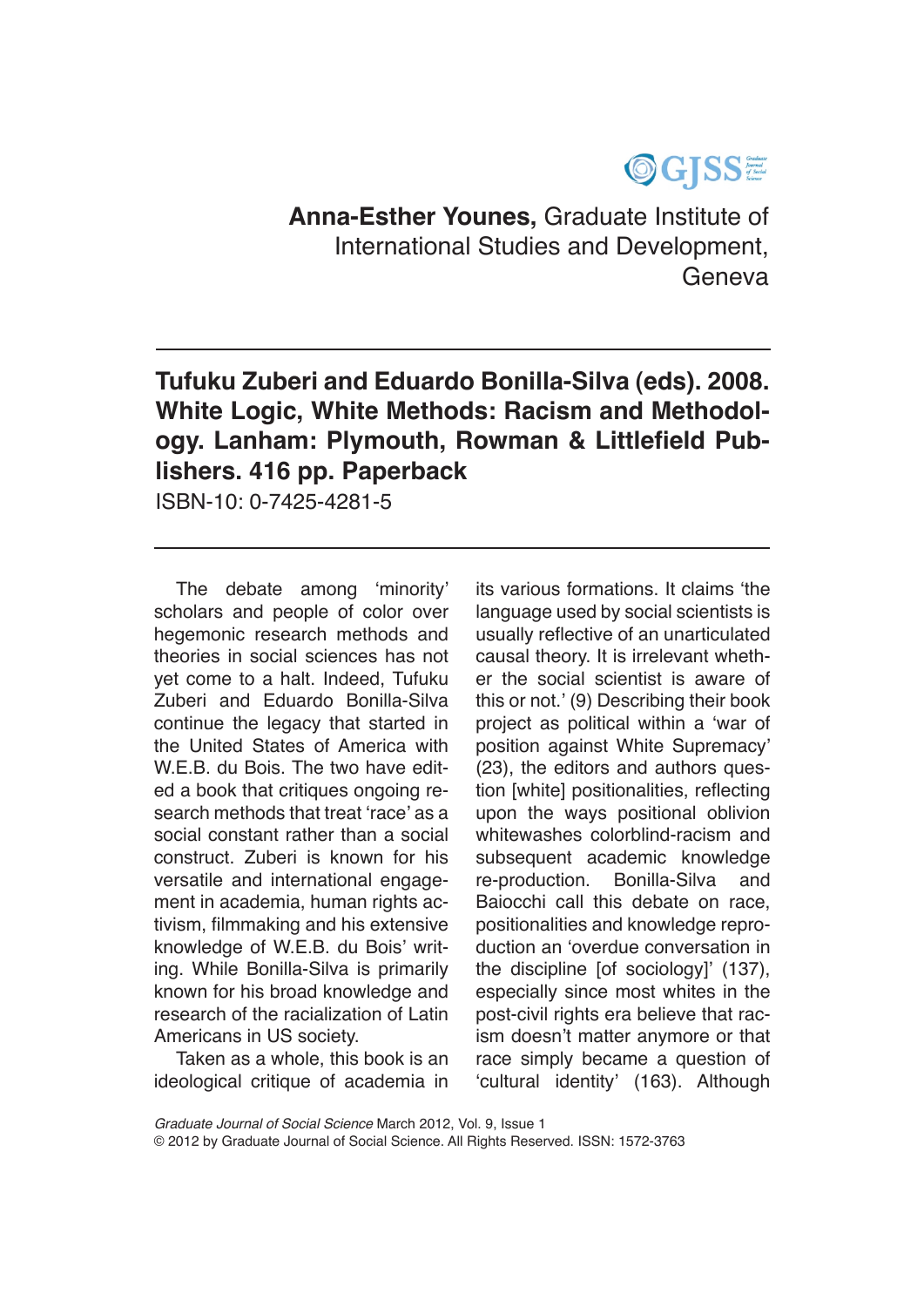**Anna-Esther Younes,** Graduate Institute of International Studies and Development, Geneva

## Tufuku Zuberi and Eduardo Bonilla-Silva (eds). 2008. White Logic, White Methods: Racism and Methodology. Lanham: Plymouth, Rowman & Littlefield Publishers. 416 pp. Paperback

ISBN-10: 0-7425-4281-5

The debate among 'minority' scholars and people of color over hegemonic research methods and theories in social sciences has not yet come to a halt. Indeed, Tufuku Zuberi and Eduardo Bonilla-Silva continue the legacy that started in the United States of America with W.E.B. du Bois. The two have edited a book that critiques ongoing research methods that treat 'race' as a social constant rather than a social construct. Zuberi is known for his versatile and international engagement in academia, human rights activism, filmmaking and his extensive knowledge of W.E.B. du Bois' writing. While Bonilla-Silva is primarily known for his broad knowledge and research of the racialization of Latin Americans in US society.

Taken as a whole, this book is an ideological critique of academia in its various formations. It claims 'the language used by social scientists is usually reflective of an unarticulated causal theory. It is irrelevant whether the social scientist is aware of this or not.' (9) Describing their book project as political within a 'war of position against White Supremacy' (23), the editors and authors question [white] positionalities, reflecting upon the ways positional oblivion whitewashes colorblind-racism and subsequent academic knowledge re-production. Bonilla-Silva and Baiocchi call this debate on race, positionalities and knowledge reproduction an 'overdue conversation in the discipline [of sociology]' (137), especially since most whites in the post-civil rights era believe that racism doesn't matter anymore or that race simply became a question of 'cultural identity' (163). Although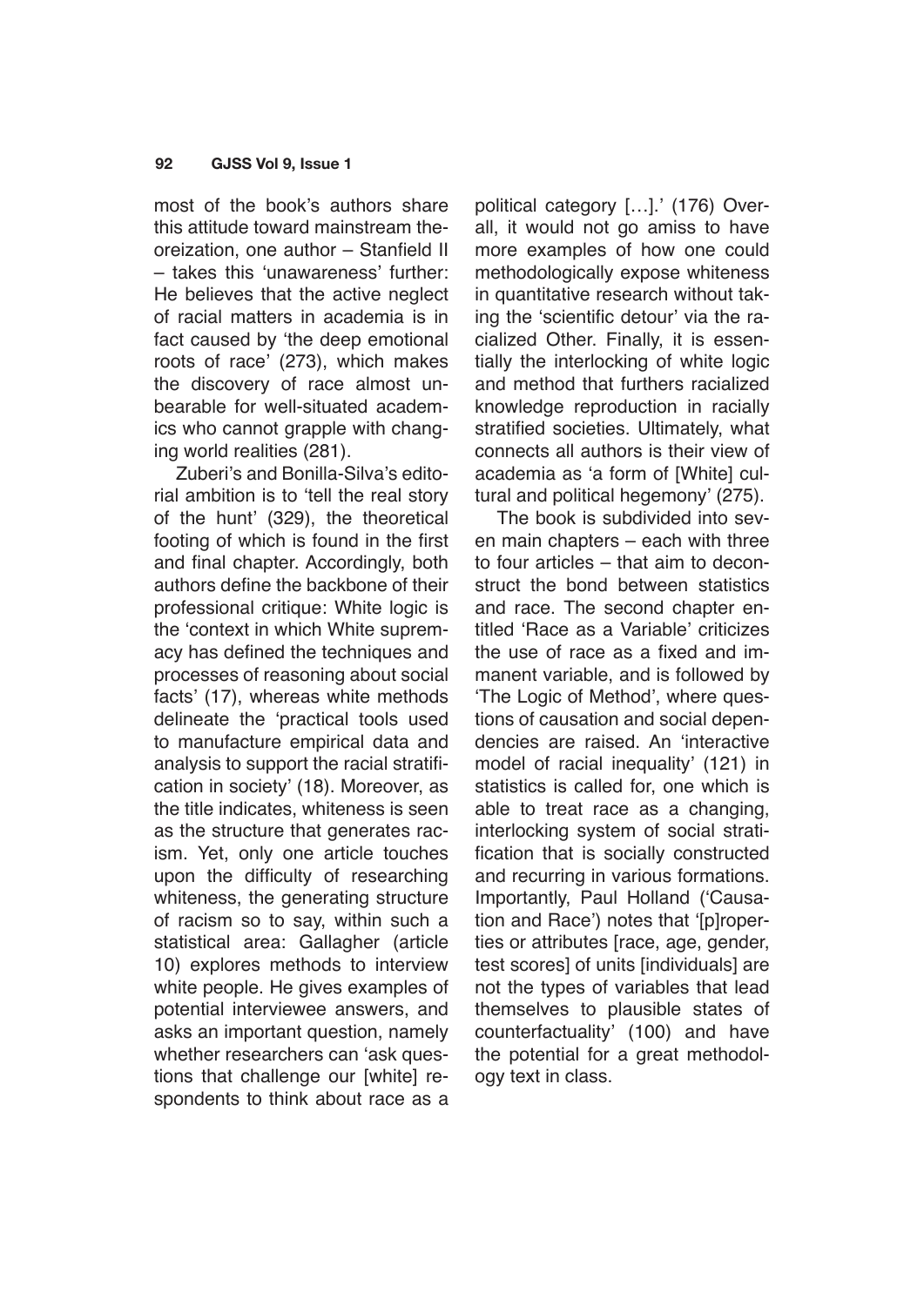most of the book's authors share this attitude toward mainstream theoreization, one author – Stanfield II – takes this 'unawareness' further: He believes that the active neglect of racial matters in academia is in fact caused by 'the deep emotional roots of race' (273), which makes the discovery of race almost unbearable for well-situated academics who cannot grapple with changing world realities (281).

Zuberi's and Bonilla-Silva's editorial ambition is to 'tell the real story of the hunt' (329), the theoretical footing of which is found in the first and final chapter. Accordingly, both authors define the backbone of their professional critique: White logic is the 'context in which White supremacy has defined the techniques and processes of reasoning about social facts' (17), whereas white methods delineate the 'practical tools used to manufacture empirical data and analysis to support the racial stratification in society' (18). Moreover, as the title indicates, whiteness is seen as the structure that generates racism. Yet, only one article touches upon the difficulty of researching whiteness, the generating structure of racism so to say, within such a statistical area: Gallagher (article 10) explores methods to interview white people. He gives examples of potential interviewee answers, and asks an important question, namely whether researchers can 'ask questions that challenge our [white] respondents to think about race as a political category […].' (176) Overall, it would not go amiss to have more examples of how one could methodologically expose whiteness in quantitative research without taking the 'scientific detour' via the racialized Other. Finally, it is essentially the interlocking of white logic and method that furthers racialized knowledge reproduction in racially stratified societies. Ultimately, what connects all authors is their view of academia as 'a form of [White] cultural and political hegemony' (275).

The book is subdivided into seven main chapters – each with three to four articles – that aim to deconstruct the bond between statistics and race. The second chapter entitled 'Race as a Variable' criticizes the use of race as a fixed and immanent variable, and is followed by 'The Logic of Method', where questions of causation and social dependencies are raised. An 'interactive model of racial inequality' (121) in statistics is called for, one which is able to treat race as a changing, interlocking system of social stratification that is socially constructed and recurring in various formations. Importantly, Paul Holland ('Causation and Race') notes that '[p]roperties or attributes [race, age, gender, test scores] of units [individuals] are not the types of variables that lead themselves to plausible states of counterfactuality' (100) and have the potential for a great methodology text in class.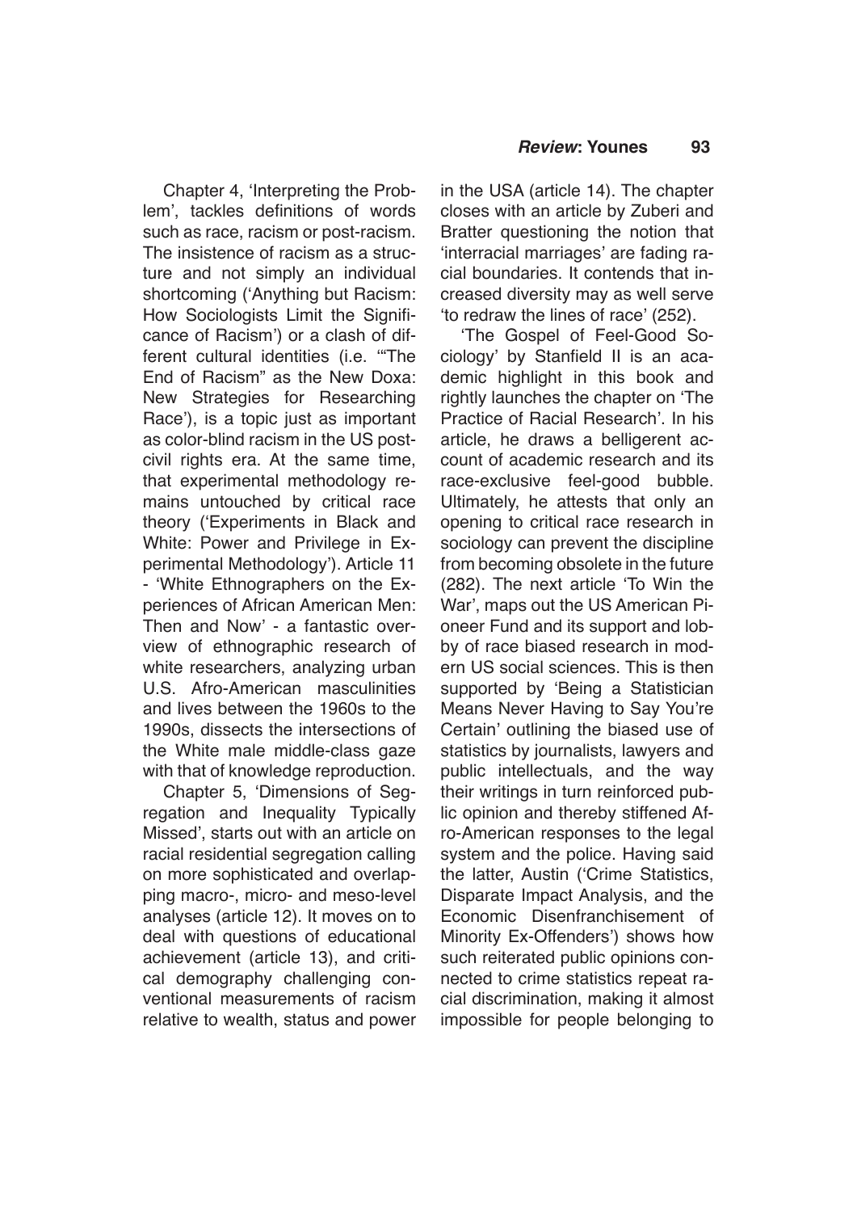Chapter 4, 'Interpreting the Problem', tackles definitions of words such as race, racism or post-racism. The insistence of racism as a structure and not simply an individual shortcoming ('Anything but Racism: How Sociologists Limit the Significance of Racism') or a clash of different cultural identities (i.e. '"The End of Racism" as the New Doxa: New Strategies for Researching Race'), is a topic just as important as color-blind racism in the US post-civil rights era. At the same time, that experimental methodology remains untouched by critical race theory ('Experiments in Black and White: Power and Privilege in Experimental Methodology'). Article 11 - 'White Ethnographers on the Experiences of African American Men: Then and Now' - a fantastic overview of ethnographic research of white researchers, analyzing urban U.S. Afro-American masculinities and lives between the 1960s to the 1990s, dissects the intersections of the White male middle-class gaze with that of knowledge reproduction.

Chapter 5, 'Dimensions of Segregation and Inequality Typically Missed', starts out with an article on racial residential segregation calling on more sophisticated and overlapping macro-, micro- and meso-level analyses (article 12). It moves on to deal with questions of educational achievement (article 13), and critical demography challenging conventional measurements of racism relative to wealth, status and power in the USA (article 14). The chapter closes with an article by Zuberi and Bratter questioning the notion that 'interracial marriages' are fading racial boundaries. It contends that increased diversity may as well serve 'to redraw the lines of race' (252).

'The Gospel of Feel-Good Sociology' by Stanfield II is an academic highlight in this book and rightly launches the chapter on 'The Practice of Racial Research'. In his article, he draws a belligerent account of academic research and its race-exclusive feel-good bubble. Ultimately, he attests that only an opening to critical race research in sociology can prevent the discipline from becoming obsolete in the future (282). The next article 'To Win the War', maps out the US American Pioneer Fund and its support and lobby of race biased research in modern US social sciences. This is then supported by 'Being a Statistician Means Never Having to Say You're Certain' outlining the biased use of statistics by journalists, lawyers and public intellectuals, and the way their writings in turn reinforced public opinion and thereby stiffened Afro-American responses to the legal system and the police. Having said the latter, Austin ('Crime Statistics, Disparate Impact Analysis, and the Economic Disenfranchisement of Minority Ex-Offenders') shows how such reiterated public opinions connected to crime statistics repeat racial discrimination, making it almost impossible for people belonging to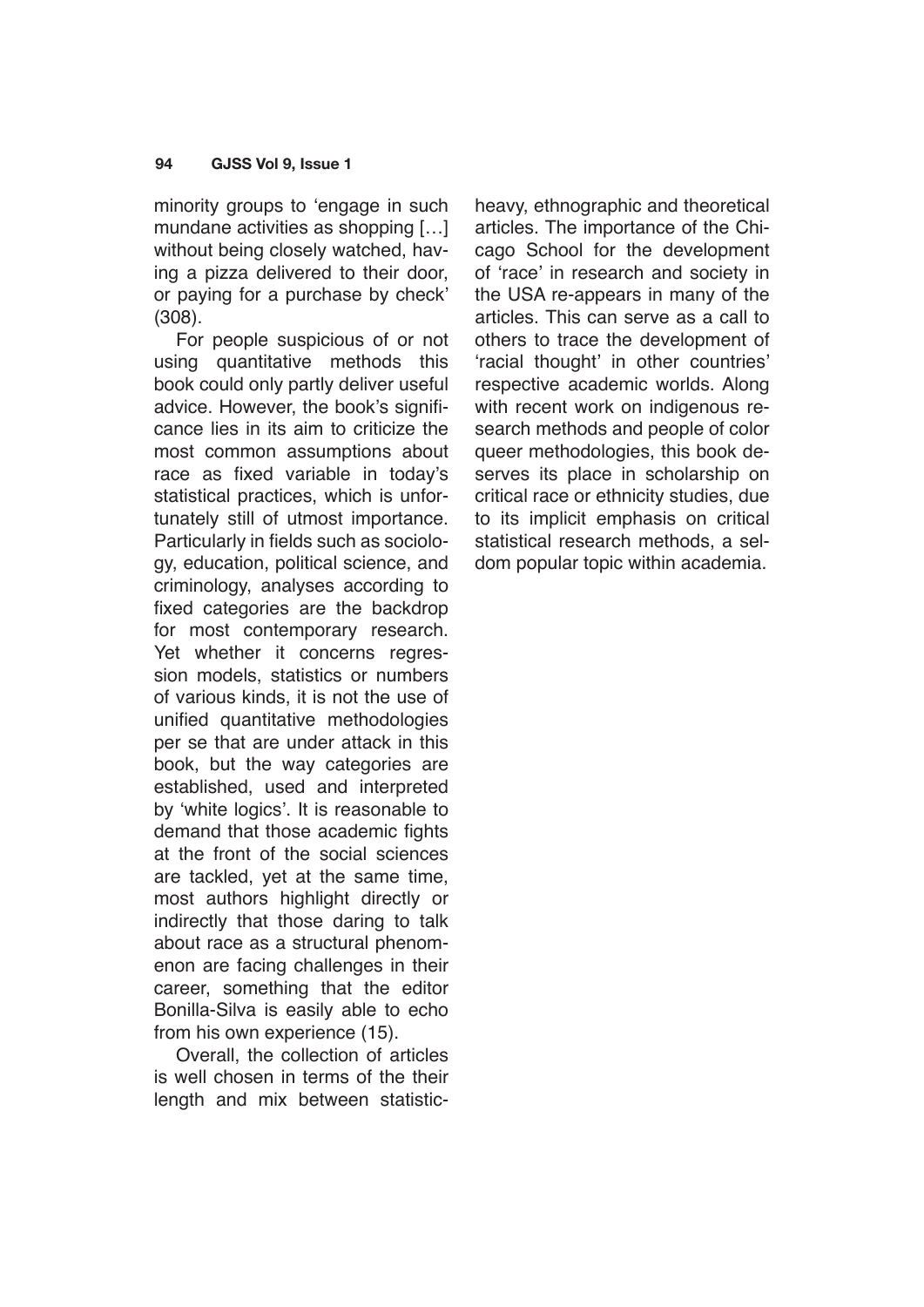minority groups to 'engage in such mundane activities as shopping […] without being closely watched, having a pizza delivered to their door, or paying for a purchase by check' (308).

For people suspicious of or not using quantitative methods this book could only partly deliver useful advice. However, the book's significance lies in its aim to criticize the most common assumptions about race as fixed variable in today's statistical practices, which is unfortunately still of utmost importance. Particularly in fields such as sociology, education, political science, and criminology, analyses according to fixed categories are the backdrop for most contemporary research. Yet whether it concerns regression models, statistics or numbers of various kinds, it is not the use of unified quantitative methodologies per se that are under attack in this book, but the way categories are established, used and interpreted by 'white logics'. It is reasonable to demand that those academic fights at the front of the social sciences are tackled, yet at the same time, most authors highlight directly or indirectly that those daring to talk about race as a structural phenomenon are facing challenges in their career, something that the editor Bonilla-Silva is easily able to echo from his own experience (15).

Overall, the collection of articles is well chosen in terms of the their length and mix between statistic-heavy, ethnographic and theoretical articles. The importance of the Chicago School for the development of 'race' in research and society in the USA re-appears in many of the articles. This can serve as a call to others to trace the development of 'racial thought' in other countries' respective academic worlds. Along with recent work on indigenous research methods and people of color queer methodologies, this book deserves its place in scholarship on critical race or ethnicity studies, due to its implicit emphasis on critical statistical research methods, a seldom popular topic within academia.